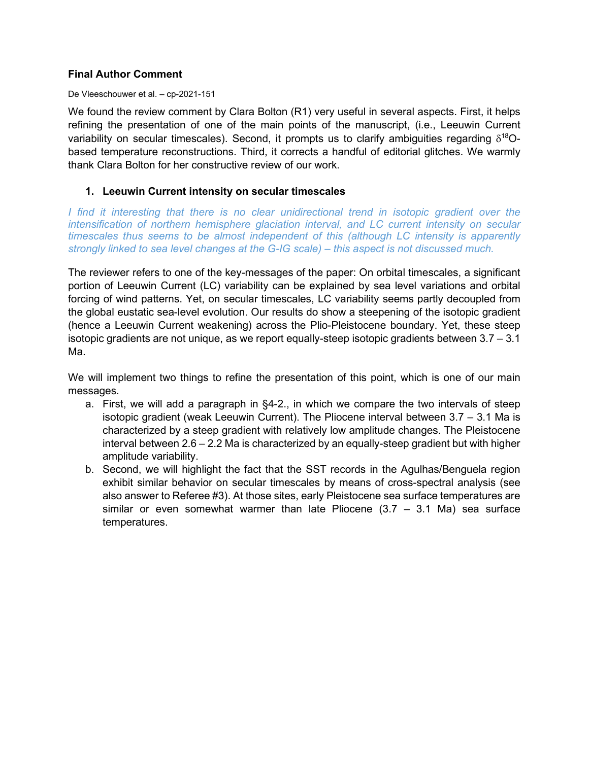**Final Author Comment**

De Vleeschouwer et al. – cp-2021-151

We found the review comment by Clara Bolton (R1) very useful in several aspects. First, it helps refining the presentation of one of the main points of the manuscript, (i.e., Leeuwin Current variability on secular timescales). Second, it prompts us to clarify ambiguities regarding $\delta^{18}O$-based temperature reconstructions. Third, it corrects a handful of editorial glitches. We warmly thank Clara Bolton for her constructive review of our work.

1. **Leeuwin Current intensity on secular timescales**

*I find it interesting that there is no clear unidirectional trend in isotopic gradient over the intensification of northern hemisphere glaciation interval, and LC current intensity on secular timescales thus seems to be almost independent of this (although LC intensity is apparently strongly linked to sea level changes at the G-IG scale) – this aspect is not discussed much.*

The reviewer refers to one of the key-messages of the paper: On orbital timescales, a significant portion of Leeuwin Current (LC) variability can be explained by sea level variations and orbital forcing of wind patterns. Yet, on secular timescales, LC variability seems partly decoupled from the global eustatic sea-level evolution. Our results do show a steepening of the isotopic gradient (hence a Leeuwin Current weakening) across the Plio-Pleistocene boundary. Yet, these steep isotopic gradients are not unique, as we report equally-steep isotopic gradients between 3.7 – 3.1 Ma.

We will implement two things to refine the presentation of this point, which is one of our main messages.

a. First, we will add a paragraph in §4-2., in which we compare the two intervals of steep isotopic gradient (weak Leeuwin Current). The Pliocene interval between 3.7 – 3.1 Ma is characterized by a steep gradient with relatively low amplitude changes. The Pleistocene interval between 2.6 – 2.2 Ma is characterized by an equally-steep gradient but with higher amplitude variability.
b. Second, we will highlight the fact that the SST records in the Agulhas/Benguela region exhibit similar behavior on secular timescales by means of cross-spectral analysis (see also answer to Referee #3). At those sites, early Pleistocene sea surface temperatures are similar or even somewhat warmer than late Pliocene (3.7 – 3.1 Ma) sea surface temperatures.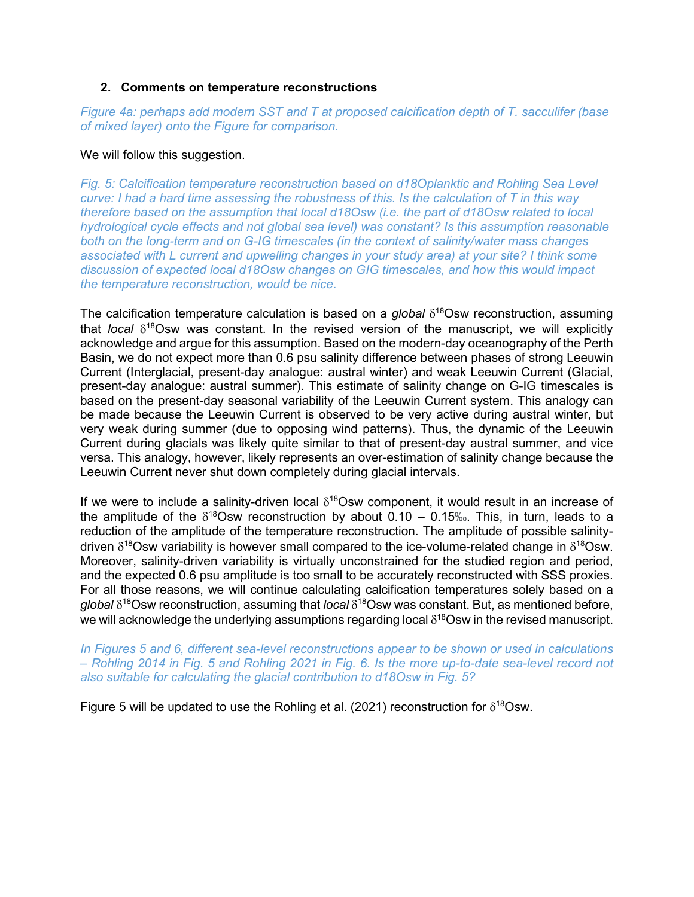## 2. Comments on temperature reconstructions

*Figure 4a: perhaps add modern SST and T at proposed calcification depth of T. sacculifer (base of mixed layer) onto the Figure for comparison.*

We will follow this suggestion.

*Fig. 5: Calcification temperature reconstruction based on d18Oplanktic and Rohling Sea Level curve: I had a hard time assessing the robustness of this. Is the calculation of T in this way therefore based on the assumption that local d18Osw (i.e. the part of d18Osw related to local hydrological cycle effects and not global sea level) was constant? Is this assumption reasonable both on the long-term and on G-IG timescales (in the context of salinity/water mass changes associated with L current and upwelling changes in your study area) at your site? I think some discussion of expected local d18Osw changes on GIG timescales, and how this would impact the temperature reconstruction, would be nice.*

The calcification temperature calculation is based on a *global* $\delta^{18}$Osw reconstruction, assuming that *local* $\delta^{18}$Osw was constant. In the revised version of the manuscript, we will explicitly acknowledge and argue for this assumption. Based on the modern-day oceanography of the Perth Basin, we do not expect more than 0.6 psu salinity difference between phases of strong Leeuwin Current (Interglacial, present-day analogue: austral winter) and weak Leeuwin Current (Glacial, present-day analogue: austral summer). This estimate of salinity change on G-IG timescales is based on the present-day seasonal variability of the Leeuwin Current system. This analogy can be made because the Leeuwin Current is observed to be very active during austral winter, but very weak during summer (due to opposing wind patterns). Thus, the dynamic of the Leeuwin Current during glacials was likely quite similar to that of present-day austral summer, and vice versa. This analogy, however, likely represents an over-estimation of salinity change because the Leeuwin Current never shut down completely during glacial intervals.

If we were to include a salinity-driven local $\delta^{18}$Osw component, it would result in an increase of the amplitude of the $\delta^{18}$Osw reconstruction by about 0.10 – 0.15‰. This, in turn, leads to a reduction of the amplitude of the temperature reconstruction. The amplitude of possible salinity-driven $\delta^{18}$Osw variability is however small compared to the ice-volume-related change in $\delta^{18}$Osw. Moreover, salinity-driven variability is virtually unconstrained for the studied region and period, and the expected 0.6 psu amplitude is too small to be accurately reconstructed with SSS proxies. For all those reasons, we will continue calculating calcification temperatures solely based on a *global* $\delta^{18}$Osw reconstruction, assuming that *local* $\delta^{18}$Osw was constant. But, as mentioned before, we will acknowledge the underlying assumptions regarding local $\delta^{18}$Osw in the revised manuscript.

*In Figures 5 and 6, different sea-level reconstructions appear to be shown or used in calculations – Rohling 2014 in Fig. 5 and Rohling 2021 in Fig. 6. Is the more up-to-date sea-level record not also suitable for calculating the glacial contribution to d18Osw in Fig. 5?*

Figure 5 will be updated to use the Rohling et al. (2021) reconstruction for $\delta^{18}$Osw.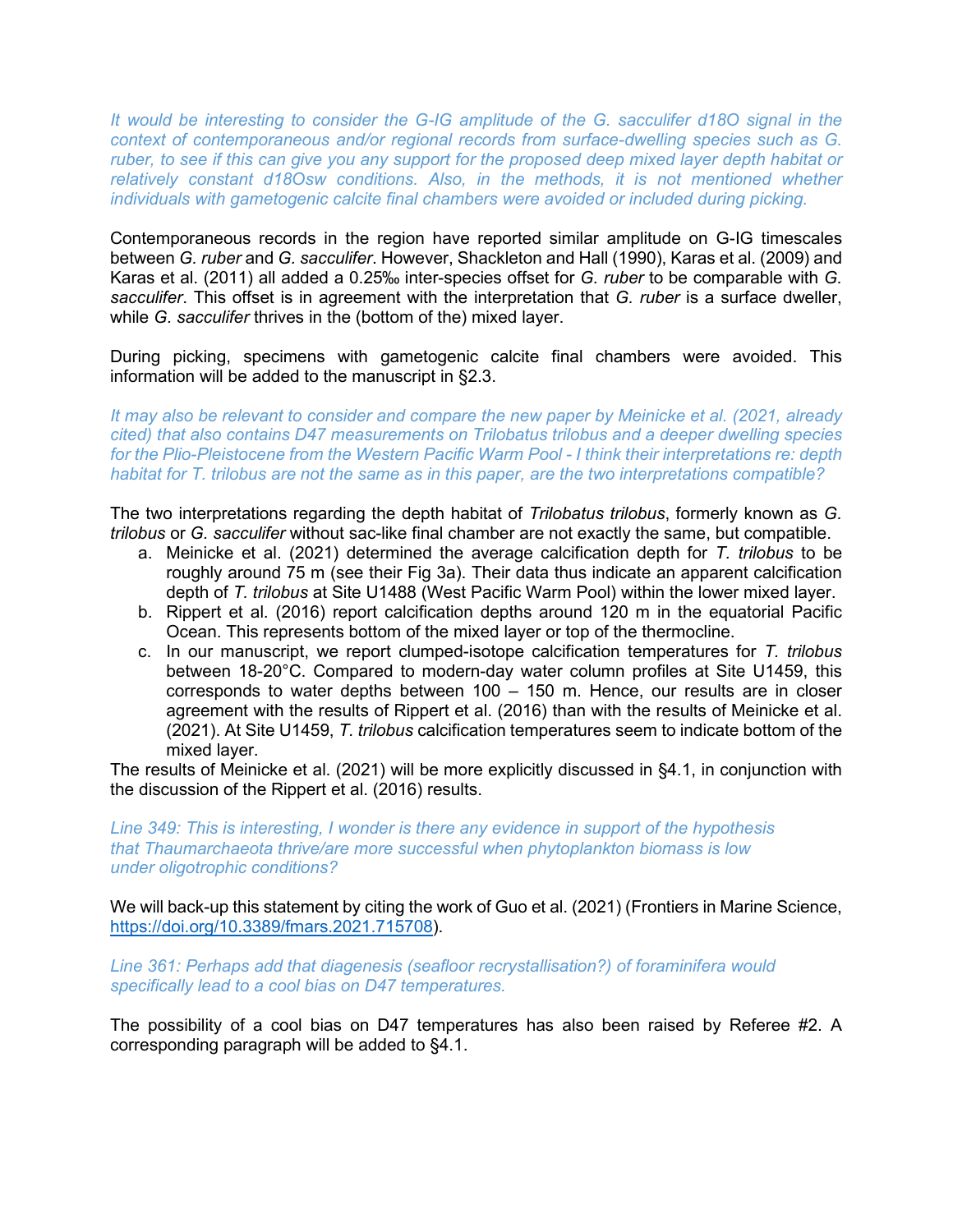*It would be interesting to consider the G-IG amplitude of the G. sacculifer d18O signal in the context of contemporaneous and/or regional records from surface-dwelling species such as G. ruber, to see if this can give you any support for the proposed deep mixed layer depth habitat or relatively constant d18Osw conditions. Also, in the methods, it is not mentioned whether individuals with gametogenic calcite final chambers were avoided or included during picking.*

Contemporaneous records in the region have reported similar amplitude on G-IG timescales between *G. ruber* and *G. sacculifer*. However, Shackleton and Hall (1990), Karas et al. (2009) and Karas et al. (2011) all added a 0.25‰ inter-species offset for *G. ruber* to be comparable with *G. sacculifer*. This offset is in agreement with the interpretation that *G. ruber* is a surface dweller, while *G. sacculifer* thrives in the (bottom of the) mixed layer.

During picking, specimens with gametogenic calcite final chambers were avoided. This information will be added to the manuscript in §2.3.

*It may also be relevant to consider and compare the new paper by Meinicke et al. (2021, already cited) that also contains D47 measurements on Trilobatus trilobus and a deeper dwelling species for the Plio-Pleistocene from the Western Pacific Warm Pool - I think their interpretations re: depth habitat for T. trilobus are not the same as in this paper, are the two interpretations compatible?*

The two interpretations regarding the depth habitat of *Trilobatus trilobus*, formerly known as *G. trilobus* or *G. sacculifer* without sac-like final chamber are not exactly the same, but compatible.

a. Meinicke et al. (2021) determined the average calcification depth for *T. trilobus* to be roughly around 75 m (see their Fig 3a). Their data thus indicate an apparent calcification depth of *T. trilobus* at Site U1488 (West Pacific Warm Pool) within the lower mixed layer.
b. Rippert et al. (2016) report calcification depths around 120 m in the equatorial Pacific Ocean. This represents bottom of the mixed layer or top of the thermocline.
c. In our manuscript, we report clumped-isotope calcification temperatures for *T. trilobus* between 18-20°C. Compared to modern-day water column profiles at Site U1459, this corresponds to water depths between 100 – 150 m. Hence, our results are in closer agreement with the results of Rippert et al. (2016) than with the results of Meinicke et al. (2021). At Site U1459, *T. trilobus* calcification temperatures seem to indicate bottom of the mixed layer.

The results of Meinicke et al. (2021) will be more explicitly discussed in §4.1, in conjunction with the discussion of the Rippert et al. (2016) results.

*Line 349: This is interesting, I wonder is there any evidence in support of the hypothesis that Thaumarchaeota thrive/are more successful when phytoplankton biomass is low under oligotrophic conditions?*

We will back-up this statement by citing the work of Guo et al. (2021) (Frontiers in Marine Science, https://doi.org/10.3389/fmars.2021.715708).

*Line 361: Perhaps add that diagenesis (seafloor recrystallisation?) of foraminifera would specifically lead to a cool bias on D47 temperatures.*

The possibility of a cool bias on D47 temperatures has also been raised by Referee #2. A corresponding paragraph will be added to §4.1.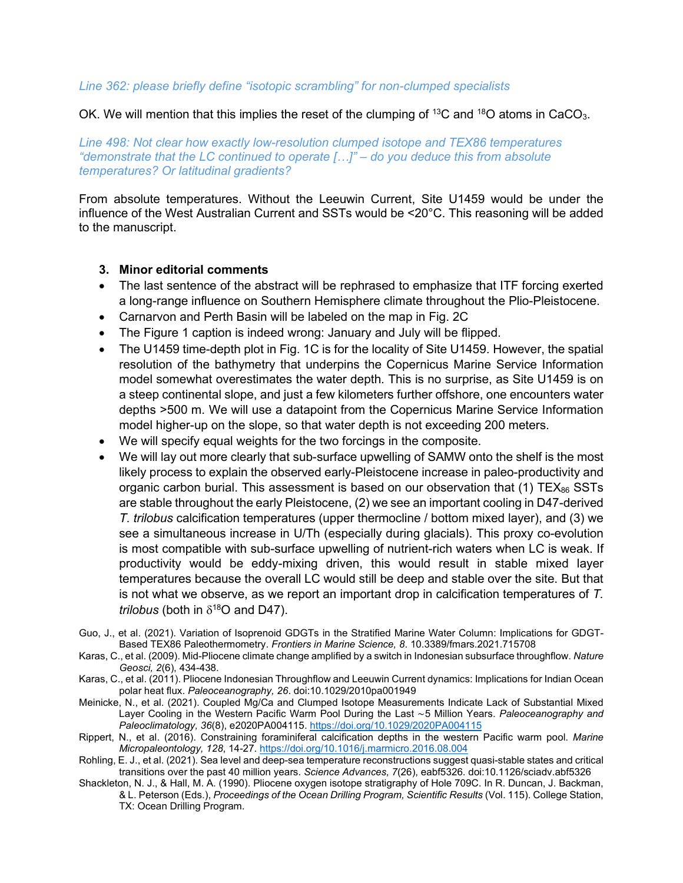*Line 362: please briefly define "isotopic scrambling" for non-clumped specialists*

OK. We will mention that this implies the reset of the clumping of $^{13}C$ and $^{18}O$ atoms in $CaCO_3$.

*Line 498: Not clear how exactly low-resolution clumped isotope and TEX86 temperatures "demonstrate that the LC continued to operate […]" – do you deduce this from absolute temperatures? Or latitudinal gradients?*

From absolute temperatures. Without the Leeuwin Current, Site U1459 would be under the influence of the West Australian Current and SSTs would be <20°C. This reasoning will be added to the manuscript.

3. **Minor editorial comments**

- The last sentence of the abstract will be rephrased to emphasize that ITF forcing exerted a long-range influence on Southern Hemisphere climate throughout the Plio-Pleistocene.
- Carnarvon and Perth Basin will be labeled on the map in Fig. 2C
- The Figure 1 caption is indeed wrong: January and July will be flipped.
- The U1459 time-depth plot in Fig. 1C is for the locality of Site U1459. However, the spatial resolution of the bathymetry that underpins the Copernicus Marine Service Information model somewhat overestimates the water depth. This is no surprise, as Site U1459 is on a steep continental slope, and just a few kilometers further offshore, one encounters water depths >500 m. We will use a datapoint from the Copernicus Marine Service Information model higher-up on the slope, so that water depth is not exceeding 200 meters.
- We will specify equal weights for the two forcings in the composite.
- We will lay out more clearly that sub-surface upwelling of SAMW onto the shelf is the most likely process to explain the observed early-Pleistocene increase in paleo-productivity and organic carbon burial. This assessment is based on our observation that (1) $TEX_{86}$ SSTs are stable throughout the early Pleistocene, (2) we see an important cooling in D47-derived *T. trilobus* calcification temperatures (upper thermocline / bottom mixed layer), and (3) we see a simultaneous increase in U/Th (especially during glacials). This proxy co-evolution is most compatible with sub-surface upwelling of nutrient-rich waters when LC is weak. If productivity would be eddy-mixing driven, this would result in stable mixed layer temperatures because the overall LC would still be deep and stable over the site. But that is not what we observe, as we report an important drop in calcification temperatures of *T. trilobus* (both in $\delta^{18}O$ and D47).

Guo, J., et al. (2021). Variation of Isoprenoid GDGTs in the Stratified Marine Water Column: Implications for GDGT-Based TEX86 Paleothermometry. *Frontiers in Marine Science, 8*. 10.3389/fmars.2021.715708

Karas, C., et al. (2009). Mid-Pliocene climate change amplified by a switch in Indonesian subsurface throughflow. *Nature Geosci, 2*(6), 434-438.

Karas, C., et al. (2011). Pliocene Indonesian Throughflow and Leeuwin Current dynamics: Implications for Indian Ocean polar heat flux. *Paleoceanography, 26*. doi:10.1029/2010pa001949

Meinicke, N., et al. (2021). Coupled Mg/Ca and Clumped Isotope Measurements Indicate Lack of Substantial Mixed Layer Cooling in the Western Pacific Warm Pool During the Last ~5 Million Years. *Paleoceanography and Paleoclimatology, 36*(8), e2020PA004115. https://doi.org/10.1029/2020PA004115

Rippert, N., et al. (2016). Constraining foraminiferal calcification depths in the western Pacific warm pool. *Marine Micropaleontology, 128*, 14-27. https://doi.org/10.1016/j.marmicro.2016.08.004

Rohling, E. J., et al. (2021). Sea level and deep-sea temperature reconstructions suggest quasi-stable states and critical transitions over the past 40 million years. *Science Advances, 7*(26), eabf5326. doi:10.1126/sciadv.abf5326

Shackleton, N. J., & Hall, M. A. (1990). Pliocene oxygen isotope stratigraphy of Hole 709C. In R. Duncan, J. Backman, & L. Peterson (Eds.), *Proceedings of the Ocean Drilling Program, Scientific Results* (Vol. 115). College Station, TX: Ocean Drilling Program.